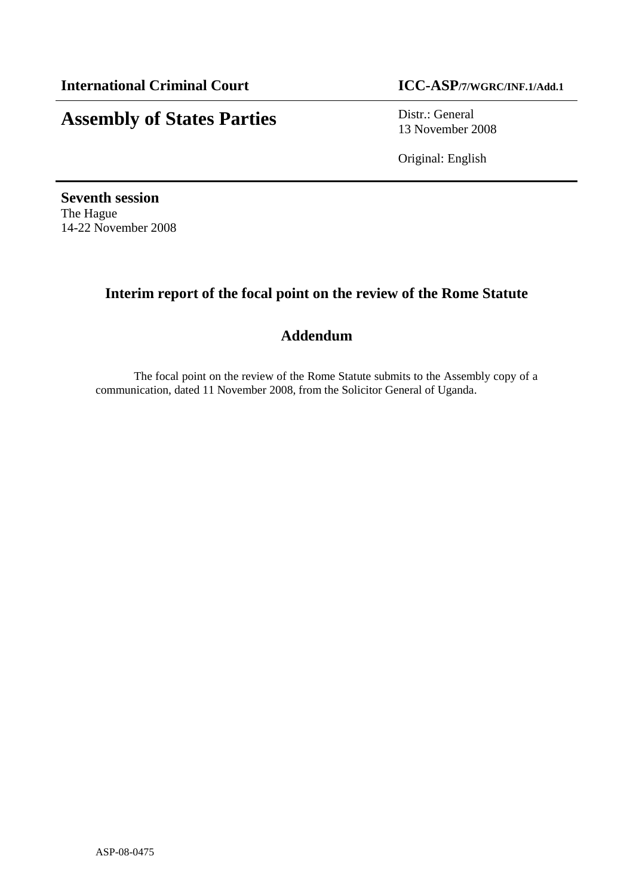**International Criminal Court** **ICC-ASP/7/WGRC/INF.1/Add.1**

# Assembly of States Parties

Distr.: General
13 November 2008

Original: English

**Seventh session**
The Hague
14-22 November 2008

## Interim report of the focal point on the review of the Rome Statute

## Addendum

The focal point on the review of the Rome Statute submits to the Assembly copy of a communication, dated 11 November 2008, from the Solicitor General of Uganda.

ASP-08-0475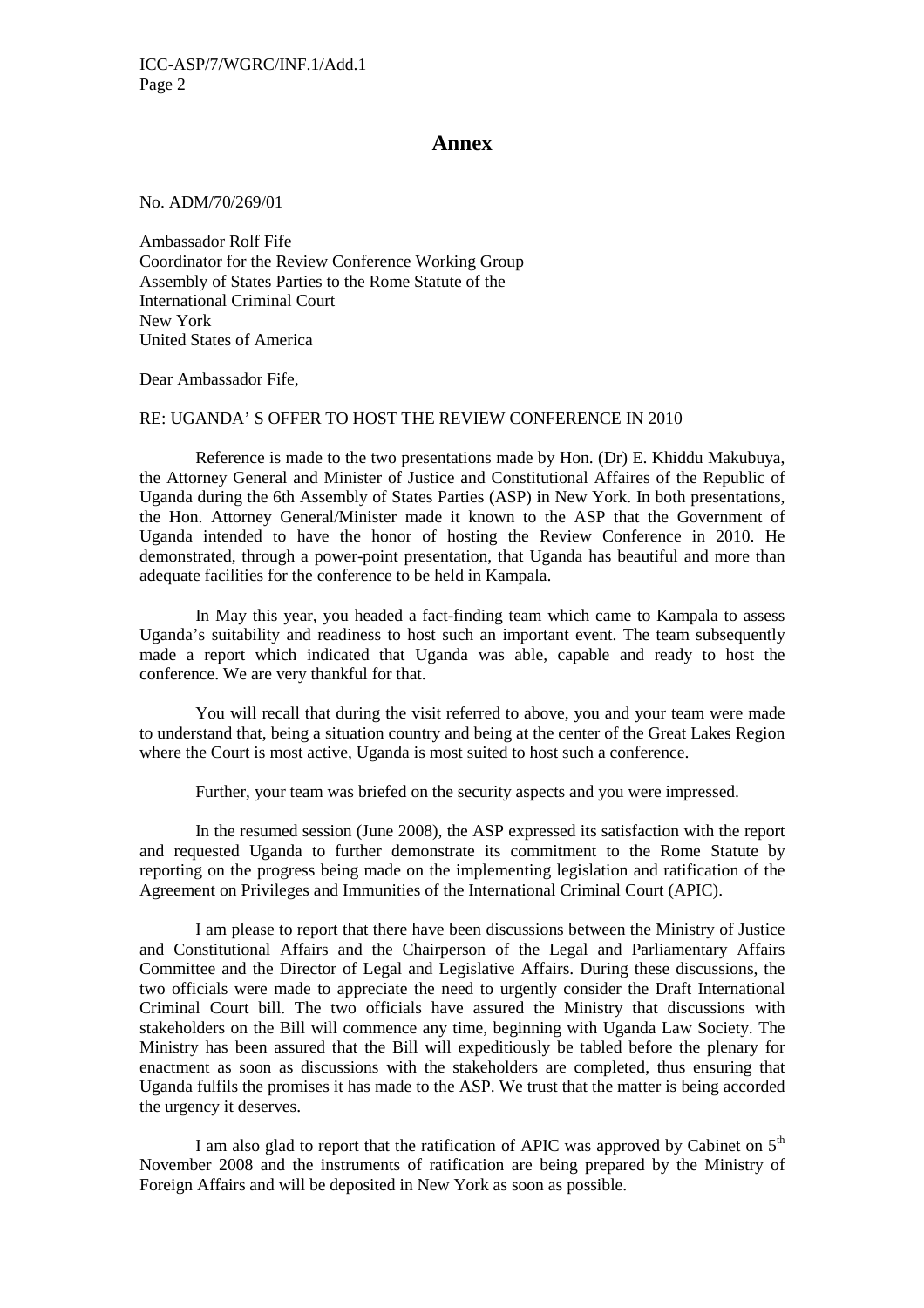# Annex

No. ADM/70/269/01

Ambassador Rolf Fife
Coordinator for the Review Conference Working Group
Assembly of States Parties to the Rome Statute of the
International Criminal Court
New York
United States of America

Dear Ambassador Fife,

RE: UGANDA' S OFFER TO HOST THE REVIEW CONFERENCE IN 2010

Reference is made to the two presentations made by Hon. (Dr) E. Khiddu Makubuya, the Attorney General and Minister of Justice and Constitutional Affaires of the Republic of Uganda during the 6th Assembly of States Parties (ASP) in New York. In both presentations, the Hon. Attorney General/Minister made it known to the ASP that the Government of Uganda intended to have the honor of hosting the Review Conference in 2010. He demonstrated, through a power-point presentation, that Uganda has beautiful and more than adequate facilities for the conference to be held in Kampala.

In May this year, you headed a fact-finding team which came to Kampala to assess Uganda's suitability and readiness to host such an important event. The team subsequently made a report which indicated that Uganda was able, capable and ready to host the conference. We are very thankful for that.

You will recall that during the visit referred to above, you and your team were made to understand that, being a situation country and being at the center of the Great Lakes Region where the Court is most active, Uganda is most suited to host such a conference.

Further, your team was briefed on the security aspects and you were impressed.

In the resumed session (June 2008), the ASP expressed its satisfaction with the report and requested Uganda to further demonstrate its commitment to the Rome Statute by reporting on the progress being made on the implementing legislation and ratification of the Agreement on Privileges and Immunities of the International Criminal Court (APIC).

I am please to report that there have been discussions between the Ministry of Justice and Constitutional Affairs and the Chairperson of the Legal and Parliamentary Affairs Committee and the Director of Legal and Legislative Affairs. During these discussions, the two officials were made to appreciate the need to urgently consider the Draft International Criminal Court bill. The two officials have assured the Ministry that discussions with stakeholders on the Bill will commence any time, beginning with Uganda Law Society. The Ministry has been assured that the Bill will expeditiously be tabled before the plenary for enactment as soon as discussions with the stakeholders are completed, thus ensuring that Uganda fulfils the promises it has made to the ASP. We trust that the matter is being accorded the urgency it deserves.

I am also glad to report that the ratification of APIC was approved by Cabinet on 5th November 2008 and the instruments of ratification are being prepared by the Ministry of Foreign Affairs and will be deposited in New York as soon as possible.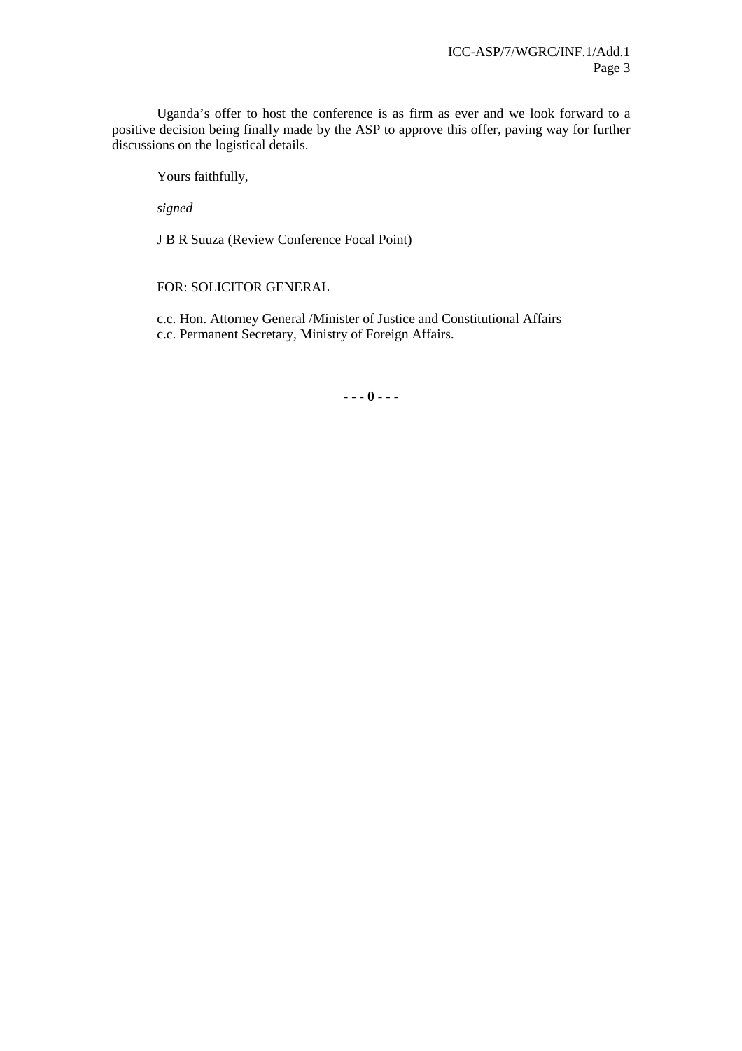Uganda's offer to host the conference is as firm as ever and we look forward to a positive decision being finally made by the ASP to approve this offer, paving way for further discussions on the logistical details.

Yours faithfully,

*signed*

J B R Suuza (Review Conference Focal Point)

FOR: SOLICITOR GENERAL

c.c. Hon. Attorney General /Minister of Justice and Constitutional Affairs
c.c. Permanent Secretary, Ministry of Foreign Affairs.

**- - - 0 - - -**